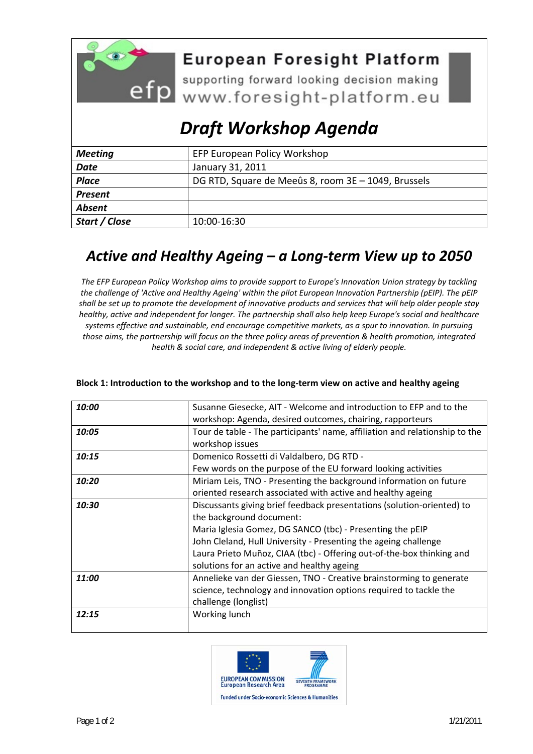European Foresight Platform
supporting forward looking decision making
www.foresight-platform.eu

# *Draft Workshop Agenda*

| | |
|---|---|
| ***Meeting*** | EFP European Policy Workshop |
| ***Date*** | January 31, 2011 |
| ***Place*** | DG RTD, Square de Meeûs 8, room 3E – 1049, Brussels |
| ***Present*** | |
| ***Absent*** | |
| ***Start / Close*** | 10:00-16:30 |

## *Active and Healthy Ageing – a Long-term View up to 2050*

*The EFP European Policy Workshop aims to provide support to Europe's Innovation Union strategy by tackling the challenge of 'Active and Healthy Ageing' within the pilot European Innovation Partnership (pEIP). The pEIP shall be set up to promote the development of innovative products and services that will help older people stay healthy, active and independent for longer. The partnership shall also help keep Europe's social and healthcare systems effective and sustainable, and encourage competitive markets, as a spur to innovation. In pursuing those aims, the partnership will focus on the three policy areas of prevention & health promotion, integrated health & social care, and independent & active living of elderly people.*

**Block 1: Introduction to the workshop and to the long-term view on active and healthy ageing**

| | |
|---|---|
| ***10:00*** | Susanne Giesecke, AIT - Welcome and introduction to EFP and to the workshop: Agenda, desired outcomes, chairing, rapporteurs |
| ***10:05*** | Tour de table - The participants' name, affiliation and relationship to the workshop issues |
| ***10:15*** | Domenico Rossetti di Valdalbero, DG RTD - Few words on the purpose of the EU forward looking activities |
| ***10:20*** | Miriam Leis, TNO - Presenting the background information on future oriented research associated with active and healthy ageing |
| ***10:30*** | Discussants giving brief feedback presentations (solution-oriented) to the background document:<br>Maria Iglesia Gomez, DG SANCO (tbc) - Presenting the pEIP<br>John Cleland, Hull University - Presenting the ageing challenge<br>Laura Prieto Muñoz, CIAA (tbc) - Offering out-of-the-box thinking and solutions for an active and healthy ageing |
| ***11:00*** | Annelieke van der Giessen, TNO - Creative brainstorming to generate science, technology and innovation options required to tackle the challenge (longlist) |
| ***12:15*** | Working lunch |

EUROPEAN COMMISSION
European Research Area
SEVENTH FRAMEWORK PROGRAMME
Funded under Socio-economic Sciences & Humanities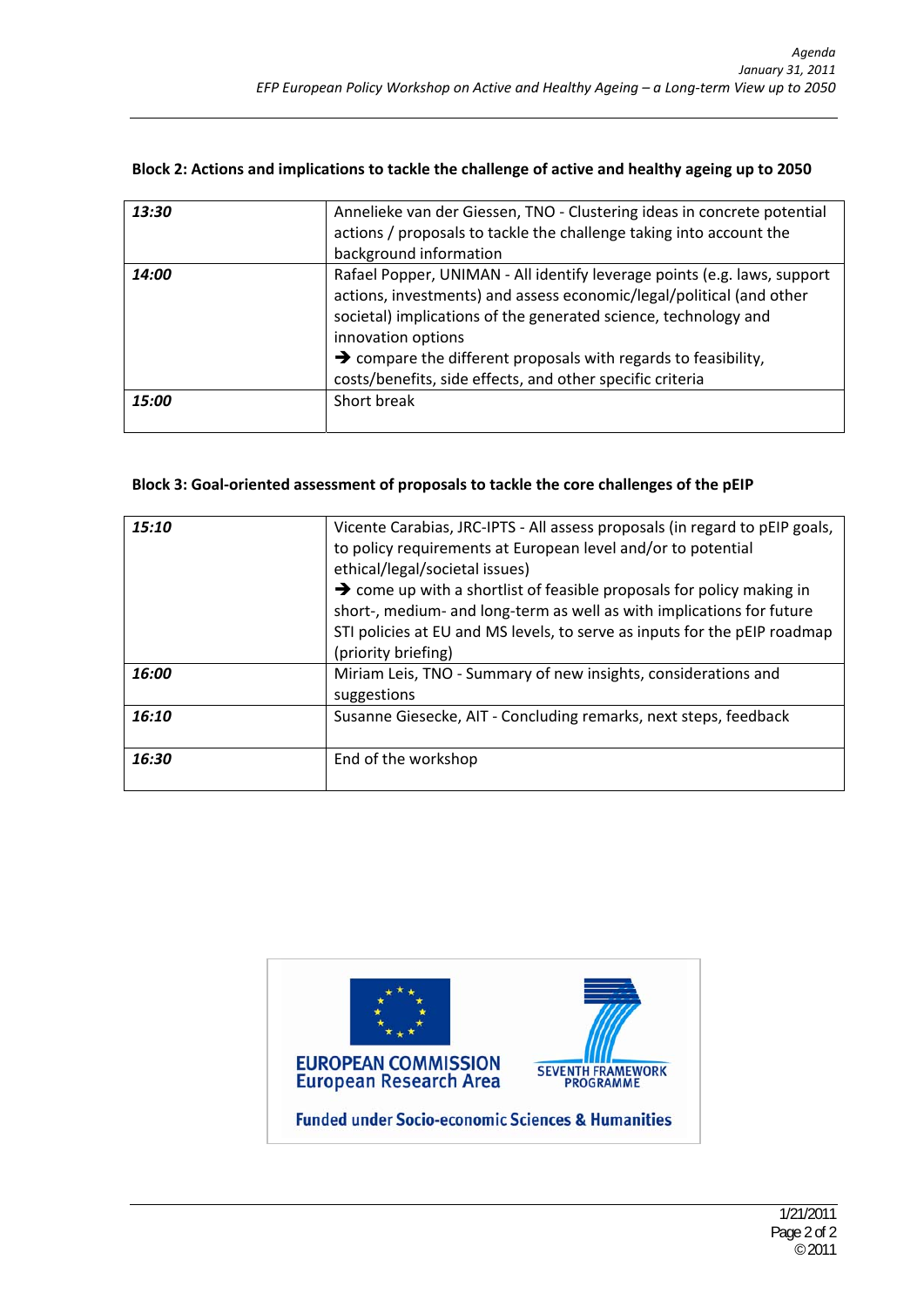**Block 2: Actions and implications to tackle the challenge of active and healthy ageing up to 2050**

| | |
|---|---|
| ***13:30*** | Annelieke van der Giessen, TNO - Clustering ideas in concrete potential actions / proposals to tackle the challenge taking into account the background information |
| ***14:00*** | Rafael Popper, UNIMAN - All identify leverage points (e.g. laws, support actions, investments) and assess economic/legal/political (and other societal) implications of the generated science, technology and innovation options<br>➔ compare the different proposals with regards to feasibility, costs/benefits, side effects, and other specific criteria |
| ***15:00*** | Short break |

**Block 3: Goal-oriented assessment of proposals to tackle the core challenges of the pEIP**

| | |
|---|---|
| ***15:10*** | Vicente Carabias, JRC-IPTS - All assess proposals (in regard to pEIP goals, to policy requirements at European level and/or to potential ethical/legal/societal issues)<br>➔ come up with a shortlist of feasible proposals for policy making in short-, medium- and long-term as well as with implications for future STI policies at EU and MS levels, to serve as inputs for the pEIP roadmap (priority briefing) |
| ***16:00*** | Miriam Leis, TNO - Summary of new insights, considerations and suggestions |
| ***16:10*** | Susanne Giesecke, AIT - Concluding remarks, next steps, feedback |
| ***16:30*** | End of the workshop |

EUROPEAN COMMISSION
European Research Area

SEVENTH FRAMEWORK PROGRAMME

Funded under Socio-economic Sciences & Humanities